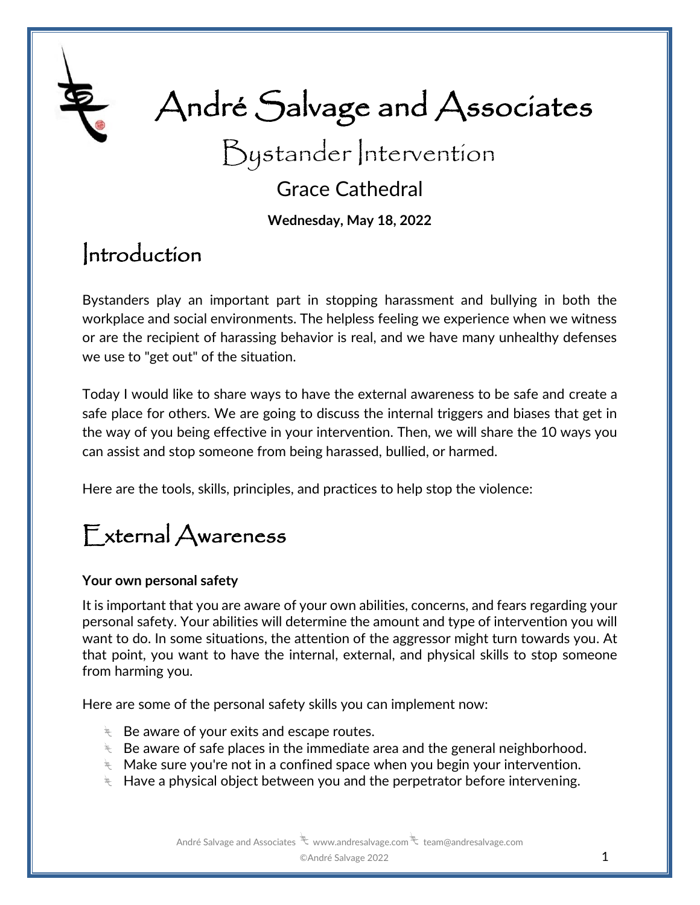# André Salvage and Associates

## Bystander Intervention

### Grace Cathedral

**Wednesday, May 18, 2022**

## Introduction

Bystanders play an important part in stopping harassment and bullying in both the workplace and social environments. The helpless feeling we experience when we witness or are the recipient of harassing behavior is real, and we have many unhealthy defenses we use to "get out" of the situation.

Today I would like to share ways to have the external awareness to be safe and create a safe place for others. We are going to discuss the internal triggers and biases that get in the way of you being effective in your intervention. Then, we will share the 10 ways you can assist and stop someone from being harassed, bullied, or harmed.

Here are the tools, skills, principles, and practices to help stop the violence:

## External Awareness

**Your own personal safety**

It is important that you are aware of your own abilities, concerns, and fears regarding your personal safety. Your abilities will determine the amount and type of intervention you will want to do. In some situations, the attention of the aggressor might turn towards you. At that point, you want to have the internal, external, and physical skills to stop someone from harming you.

Here are some of the personal safety skills you can implement now:

- Be aware of your exits and escape routes.
- Be aware of safe places in the immediate area and the general neighborhood.
- Make sure you're not in a confined space when you begin your intervention.
- Have a physical object between you and the perpetrator before intervening.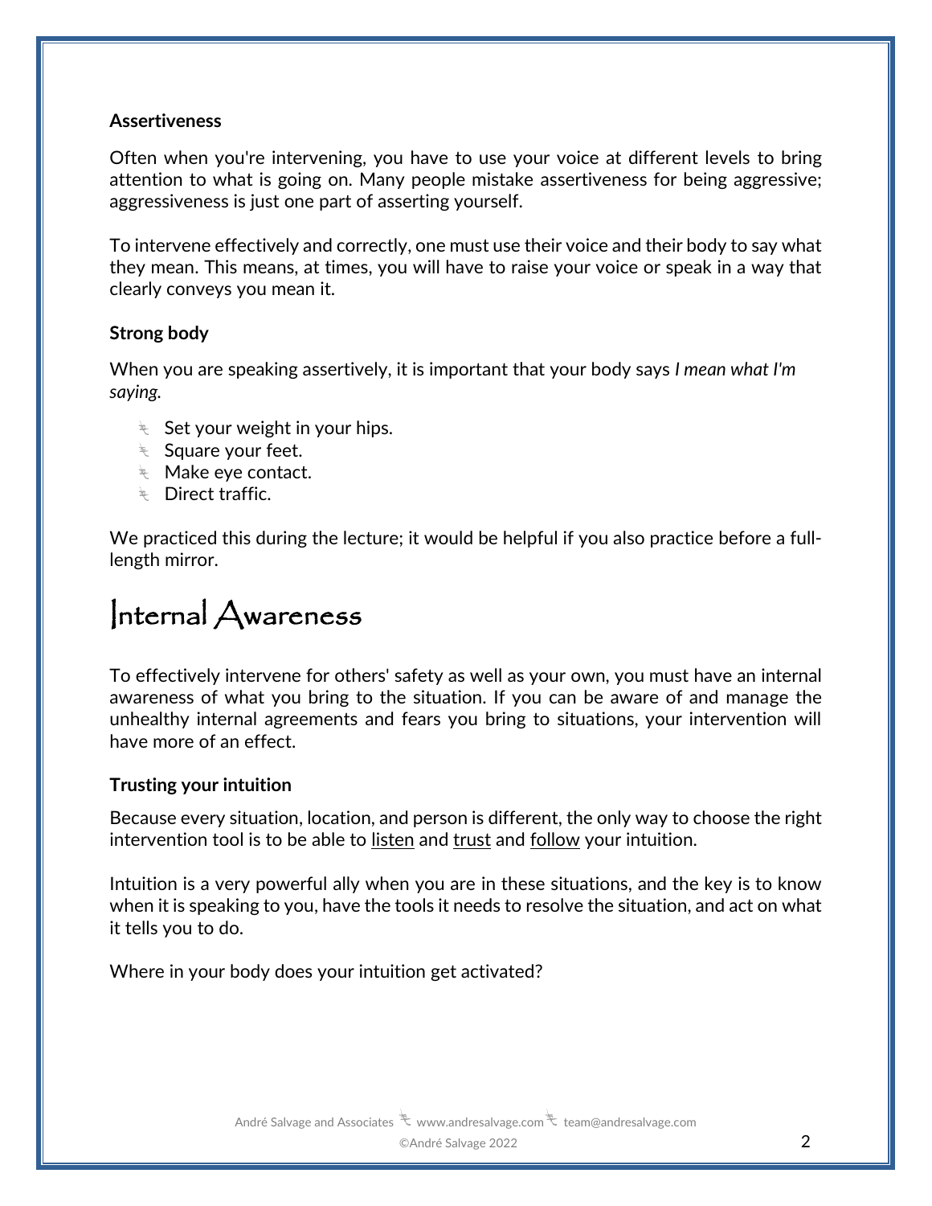**Assertiveness**

Often when you're intervening, you have to use your voice at different levels to bring attention to what is going on. Many people mistake assertiveness for being aggressive; aggressiveness is just one part of asserting yourself.

To intervene effectively and correctly, one must use their voice and their body to say what they mean. This means, at times, you will have to raise your voice or speak in a way that clearly conveys you mean it.

**Strong body**

When you are speaking assertively, it is important that your body says *I mean what I'm saying.*

- Set your weight in your hips.
- Square your feet.
- Make eye contact.
- Direct traffic.

We practiced this during the lecture; it would be helpful if you also practice before a full-length mirror.

# Internal Awareness

To effectively intervene for others' safety as well as your own, you must have an internal awareness of what you bring to the situation. If you can be aware of and manage the unhealthy internal agreements and fears you bring to situations, your intervention will have more of an effect.

**Trusting your intuition**

Because every situation, location, and person is different, the only way to choose the right intervention tool is to be able to listen and trust and follow your intuition.

Intuition is a very powerful ally when you are in these situations, and the key is to know when it is speaking to you, have the tools it needs to resolve the situation, and act on what it tells you to do.

Where in your body does your intuition get activated?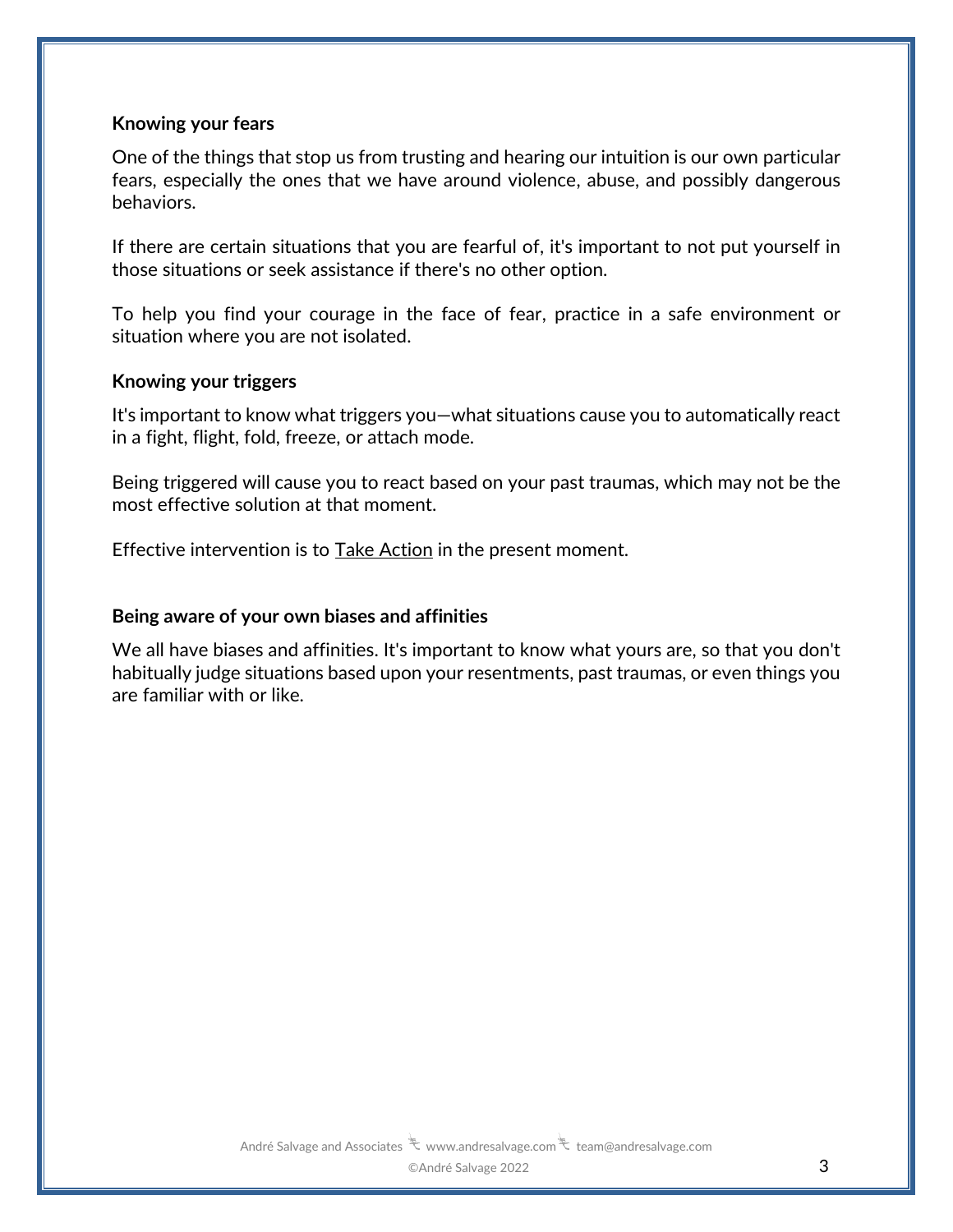### Knowing your fears

One of the things that stop us from trusting and hearing our intuition is our own particular fears, especially the ones that we have around violence, abuse, and possibly dangerous behaviors.

If there are certain situations that you are fearful of, it's important to not put yourself in those situations or seek assistance if there's no other option.

To help you find your courage in the face of fear, practice in a safe environment or situation where you are not isolated.

### Knowing your triggers

It's important to know what triggers you—what situations cause you to automatically react in a fight, flight, fold, freeze, or attach mode.

Being triggered will cause you to react based on your past traumas, which may not be the most effective solution at that moment.

Effective intervention is to Take Action in the present moment.

### Being aware of your own biases and affinities

We all have biases and affinities. It's important to know what yours are, so that you don't habitually judge situations based upon your resentments, past traumas, or even things you are familiar with or like.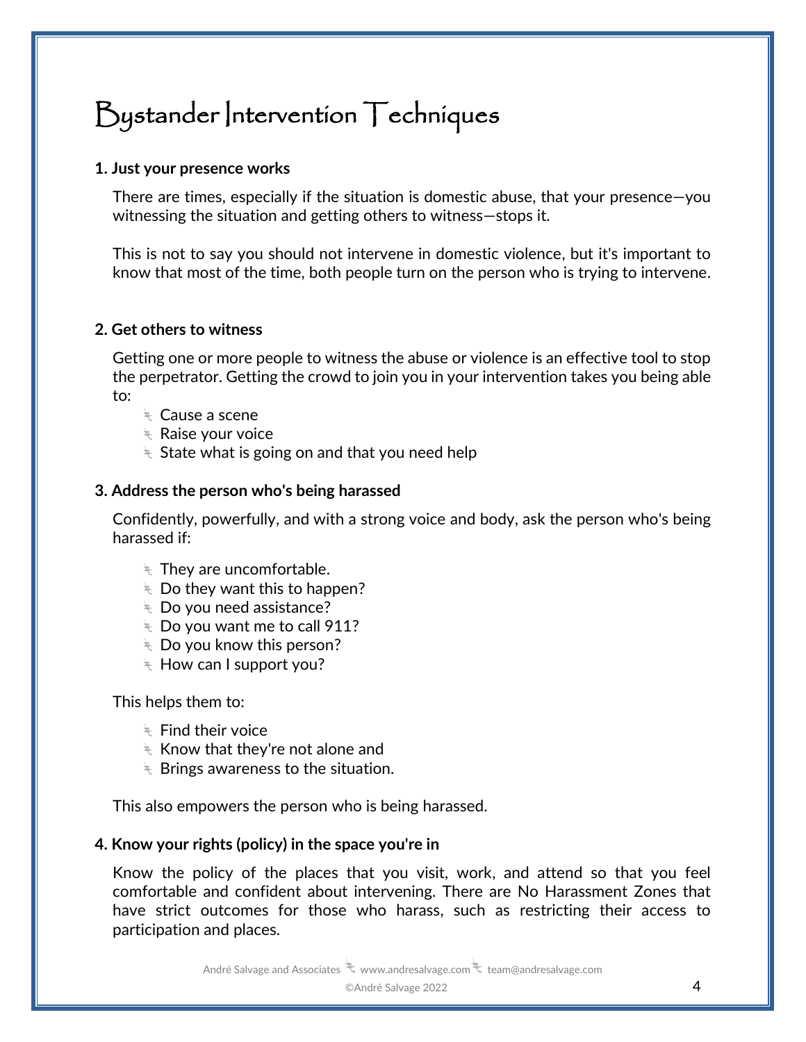# Bystander Intervention Techniques

**1. Just your presence works**

There are times, especially if the situation is domestic abuse, that your presence—you witnessing the situation and getting others to witness—stops it.

This is not to say you should not intervene in domestic violence, but it's important to know that most of the time, both people turn on the person who is trying to intervene.

**2. Get others to witness**

Getting one or more people to witness the abuse or violence is an effective tool to stop the perpetrator. Getting the crowd to join you in your intervention takes you being able to:

- Cause a scene
- Raise your voice
- State what is going on and that you need help

**3. Address the person who's being harassed**

Confidently, powerfully, and with a strong voice and body, ask the person who's being harassed if:

- They are uncomfortable.
- Do they want this to happen?
- Do you need assistance?
- Do you want me to call 911?
- Do you know this person?
- How can I support you?

This helps them to:

- Find their voice
- Know that they're not alone and
- Brings awareness to the situation.

This also empowers the person who is being harassed.

**4. Know your rights (policy) in the space you're in**

Know the policy of the places that you visit, work, and attend so that you feel comfortable and confident about intervening. There are No Harassment Zones that have strict outcomes for those who harass, such as restricting their access to participation and places.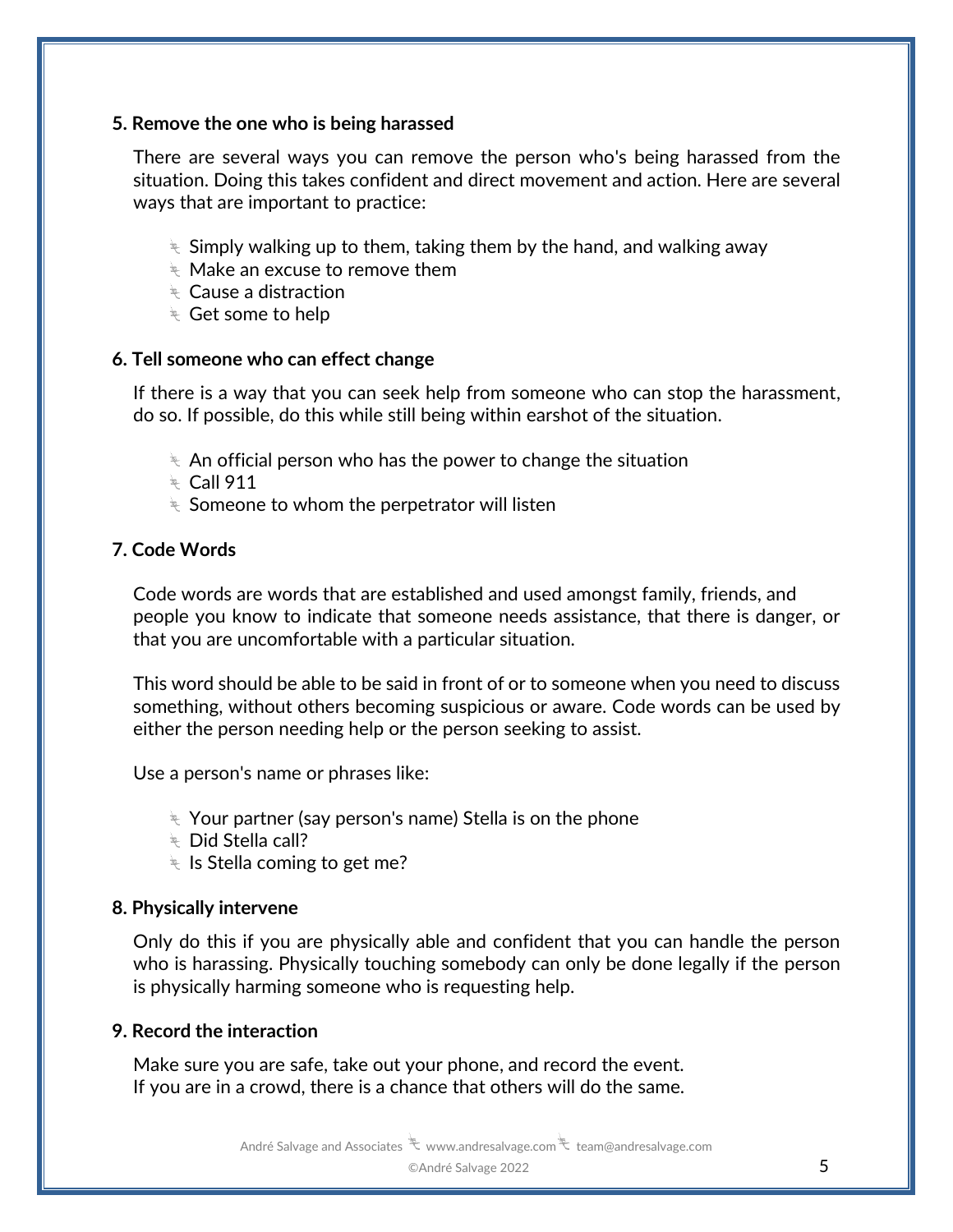**5. Remove the one who is being harassed**

There are several ways you can remove the person who's being harassed from the situation. Doing this takes confident and direct movement and action. Here are several ways that are important to practice:

- Simply walking up to them, taking them by the hand, and walking away
- Make an excuse to remove them
- Cause a distraction
- Get some to help

**6. Tell someone who can effect change**

If there is a way that you can seek help from someone who can stop the harassment, do so. If possible, do this while still being within earshot of the situation.

- An official person who has the power to change the situation
- Call 911
- Someone to whom the perpetrator will listen

**7. Code Words**

Code words are words that are established and used amongst family, friends, and people you know to indicate that someone needs assistance, that there is danger, or that you are uncomfortable with a particular situation.

This word should be able to be said in front of or to someone when you need to discuss something, without others becoming suspicious or aware. Code words can be used by either the person needing help or the person seeking to assist.

Use a person's name or phrases like:

- Your partner (say person's name) Stella is on the phone
- Did Stella call?
- Is Stella coming to get me?

**8. Physically intervene**

Only do this if you are physically able and confident that you can handle the person who is harassing. Physically touching somebody can only be done legally if the person is physically harming someone who is requesting help.

**9. Record the interaction**

Make sure you are safe, take out your phone, and record the event.
If you are in a crowd, there is a chance that others will do the same.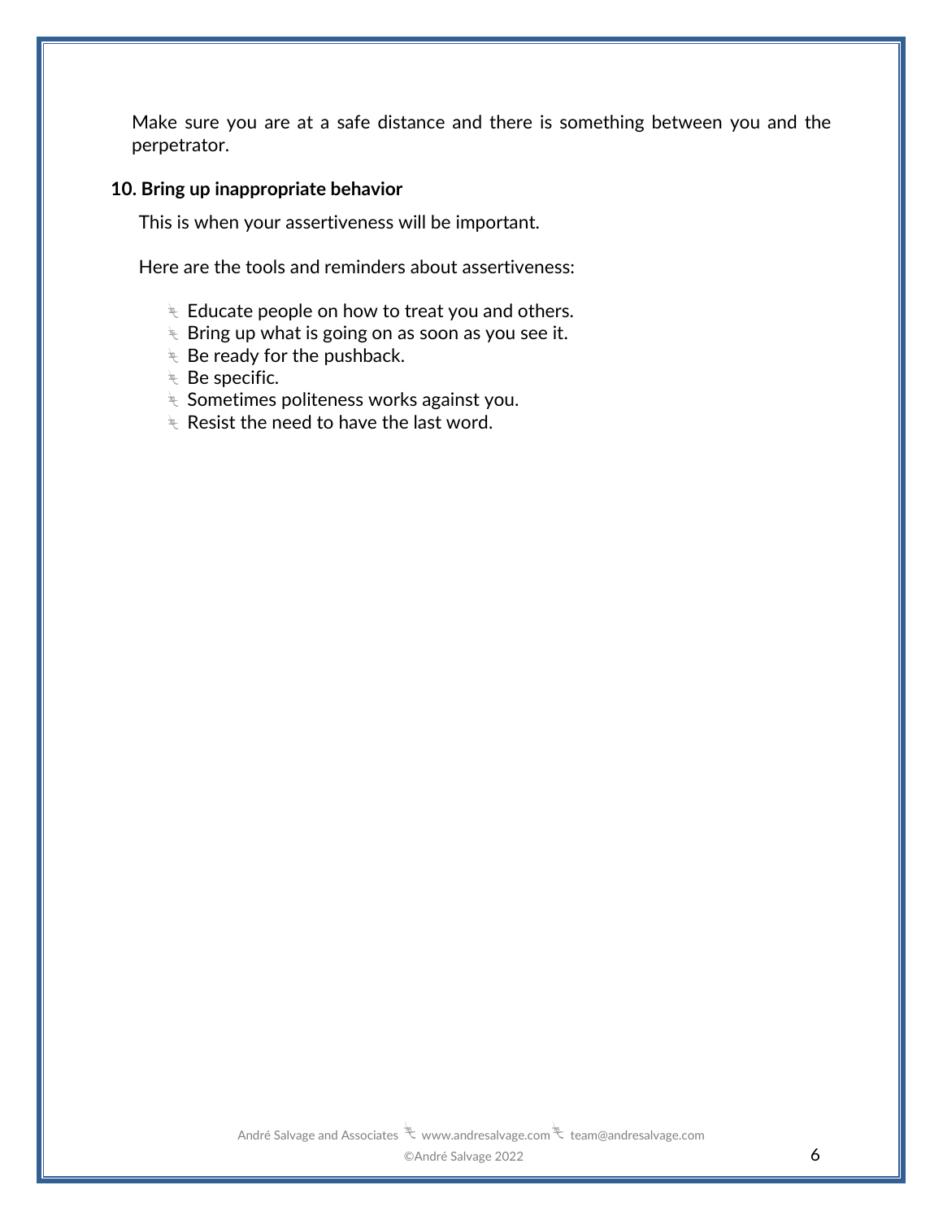Make sure you are at a safe distance and there is something between you and the perpetrator.

**10. Bring up inappropriate behavior**

This is when your assertiveness will be important.

Here are the tools and reminders about assertiveness:

- Educate people on how to treat you and others.
- Bring up what is going on as soon as you see it.
- Be ready for the pushback.
- Be specific.
- Sometimes politeness works against you.
- Resist the need to have the last word.